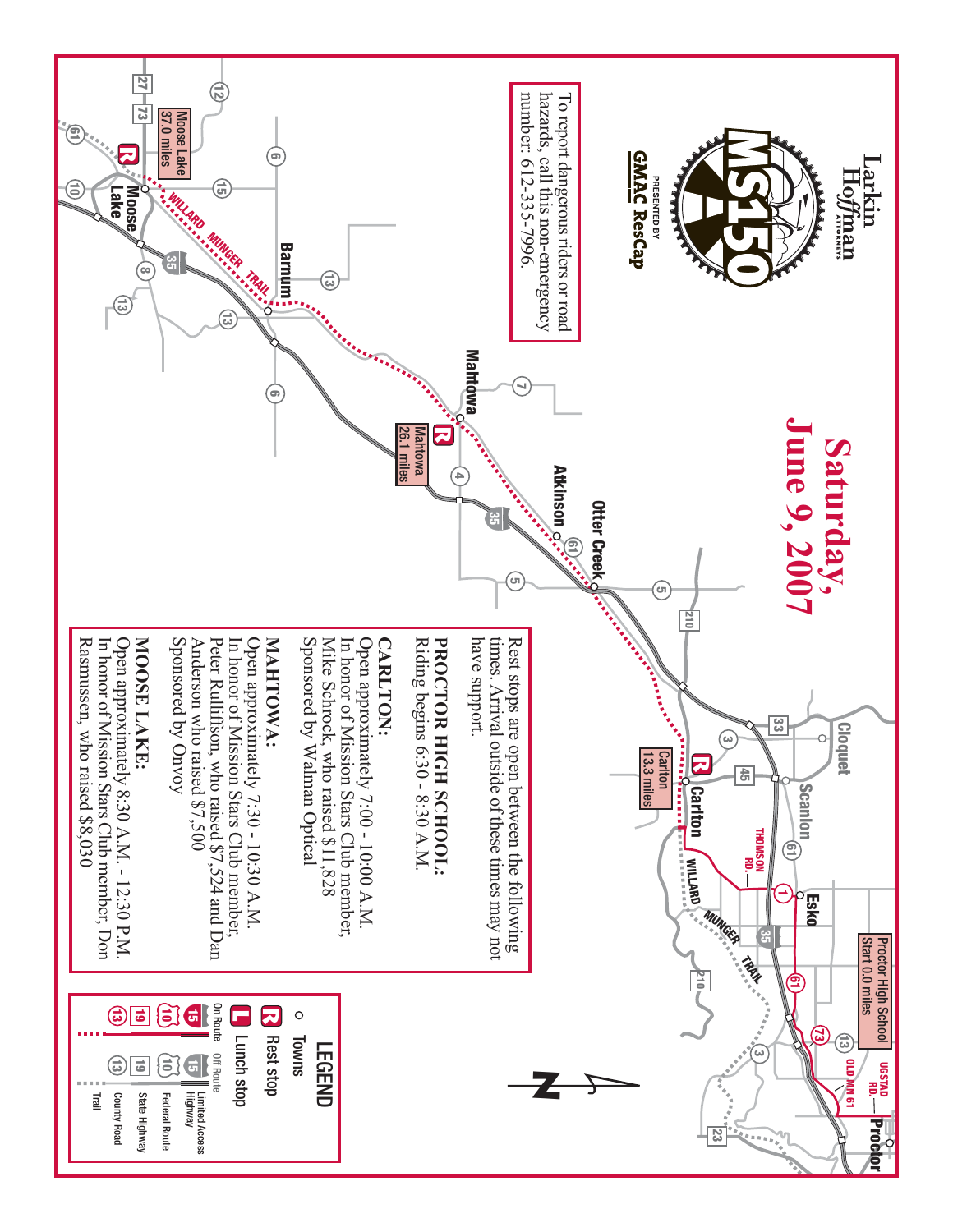Larkin Hoffman ATTORNEYS

MS150

PRESENTED BY GMAC ResCap

# Saturday, June 9, 2007

To report dangerous riders or road hazards, call this non-emergency number: 612-335-7996.

Rest stops are open between the following times. Arrival outside of these times may not have support.

**PROCTOR HIGH SCHOOL:**
Riding begins 6:30 - 8:30 A.M.

**CARLTON:**
Open approximately 7:00 - 10:00 A.M.
In honor of Mission Stars Club member, Mike Schrock, who raised $11,828
Sponsored by Walman Optical

**MAHTOWA:**
Open approximately 7:30 - 10:30 A.M.
In honor of Mission Stars Club member, Peter Rulliffson, who raised $7,524 and Dan Anderson who raised $7,500
Sponsored by Onvoy

**MOOSE LAKE:**
Open approximately 8:30 A.M. - 12:30 P.M.
In honor of Mission Stars Club member, Don Rasmussen, who raised $8,030

Proctor High School Start 0.0 miles

Carlton 13.3 miles

Mahtowa 26.1 miles

Moose Lake 37.0 miles

Proctor, Esko, Scanlon, Cloquet, Carlton, Otter Creek, Atkinson, Mahtowa, Barnum, Moose Lake

UGSTAD RD., OLD HWY 61, THOMSON RD., WILLARD MUNGER TRAIL

## LEGEND

- Towns
- Rest stop
- Lunch stop

| On Route | Off Route | |
|---|---|---|
| 15 | 15 | Limited Access Highway |
| 10 | 10 | Federal Route |
| 19 | 19 | State Highway |
| 13 | 13 | County Road |
| | | Trail |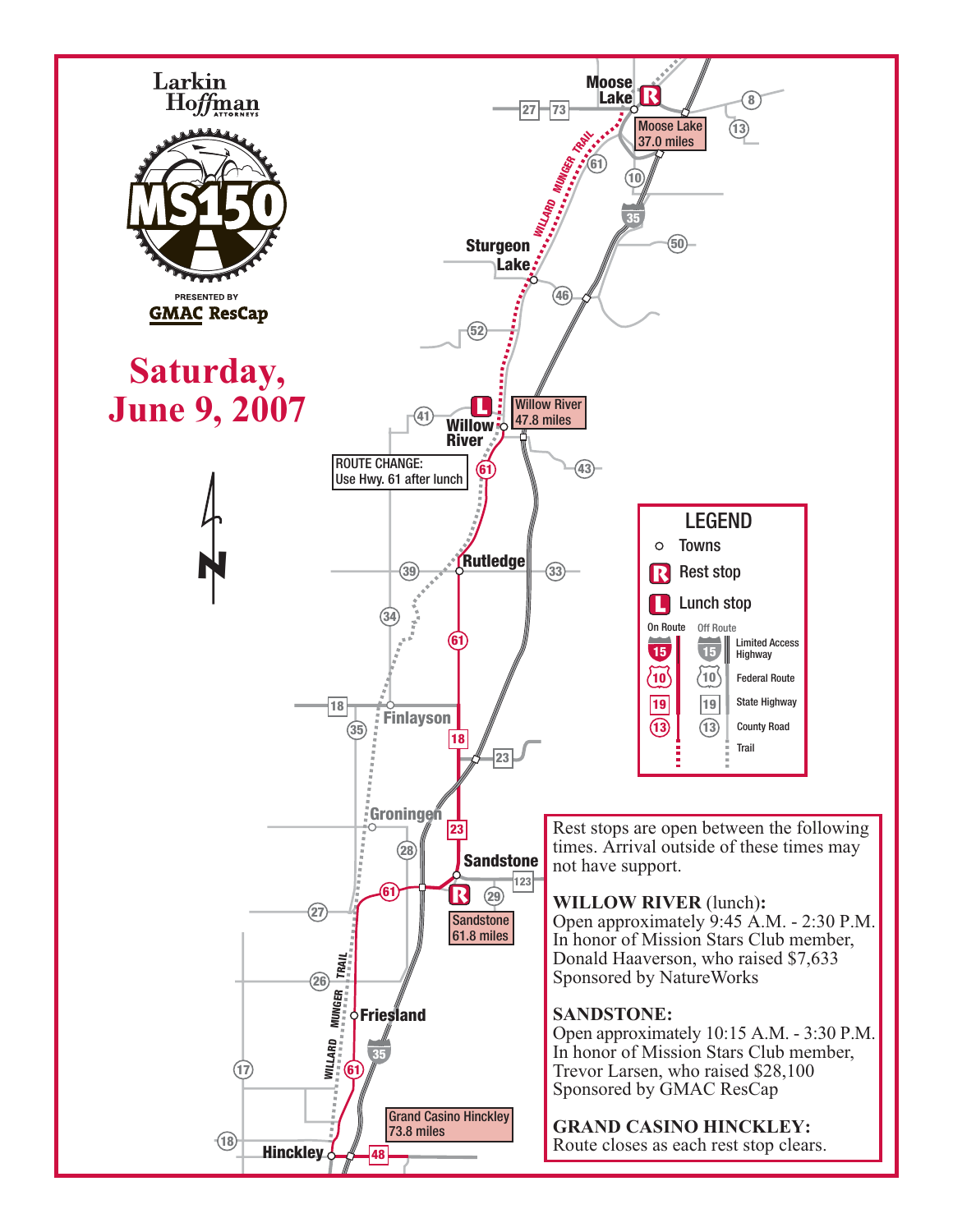Larkin Hoffman ATTORNEYS

MS150

PRESENTED BY GMAC ResCap

# Saturday, June 9, 2007

Moose Lake — 37.0 miles (Rest stop)

Willow River — 47.8 miles (Lunch stop)

ROUTE CHANGE: Use Hwy. 61 after lunch

Sandstone — 61.8 miles (Rest stop)

Grand Casino Hinckley — 73.8 miles

## LEGEND

- Towns
- Rest stop
- Lunch stop

| On Route | Off Route | |
|---|---|---|
| 15 | 15 | Limited Access Highway |
| 10 | 10 | Federal Route |
| 19 | 19 | State Highway |
| 13 | 13 | County Road |
| | | Trail |

Rest stops are open between the following times. Arrival outside of these times may not have support.

**WILLOW RIVER** (lunch)**:**
Open approximately 9:45 A.M. - 2:30 P.M.
In honor of Mission Stars Club member, Donald Haaverson, who raised $7,633
Sponsored by NatureWorks

**SANDSTONE:**
Open approximately 10:15 A.M. - 3:30 P.M.
In honor of Mission Stars Club member, Trevor Larsen, who raised $28,100
Sponsored by GMAC ResCap

**GRAND CASINO HINCKLEY:**
Route closes as each rest stop clears.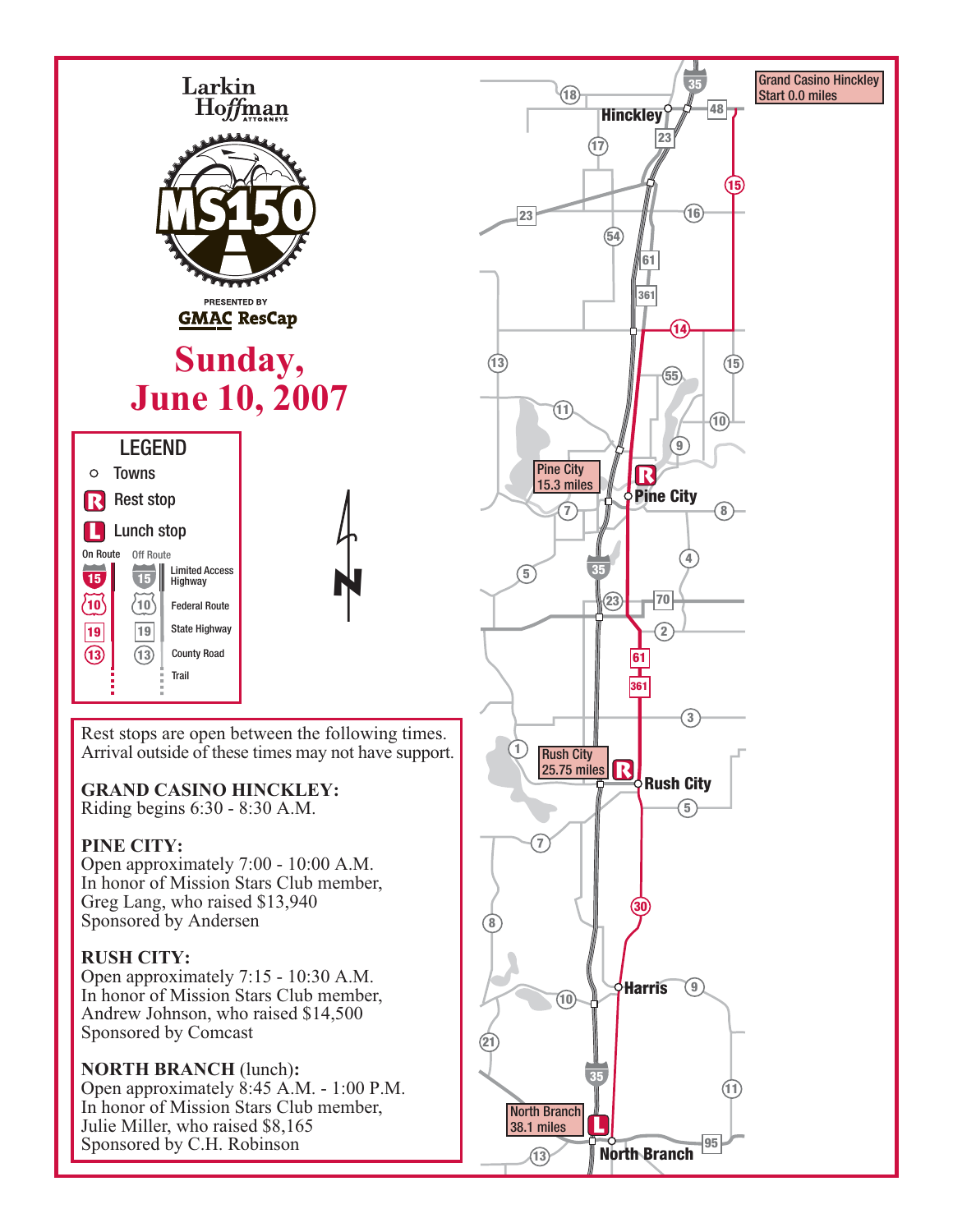Larkin Hoffman ATTORNEYS

# MS150

PRESENTED BY
GMAC ResCap

# Sunday, June 10, 2007

## LEGEND

- ○ Towns
- R Rest stop
- L Lunch stop

| On Route | Off Route | |
|---|---|---|
| 15 | 15 | Limited Access Highway |
| 10 | 10 | Federal Route |
| 19 | 19 | State Highway |
| 13 | 13 | County Road |
| | | Trail |

Rest stops are open between the following times. Arrival outside of these times may not have support.

**GRAND CASINO HINCKLEY:**
Riding begins 6:30 - 8:30 A.M.

**PINE CITY:**
Open approximately 7:00 - 10:00 A.M.
In honor of Mission Stars Club member, Greg Lang, who raised $13,940
Sponsored by Andersen

**RUSH CITY:**
Open approximately 7:15 - 10:30 A.M.
In honor of Mission Stars Club member, Andrew Johnson, who raised $14,500
Sponsored by Comcast

**NORTH BRANCH** (lunch)**:**
Open approximately 8:45 A.M. - 1:00 P.M.
In honor of Mission Stars Club member, Julie Miller, who raised $8,165
Sponsored by C.H. Robinson

Grand Casino Hinckley
Start 0.0 miles

Hinckley

Pine City
15.3 miles

Pine City

Rush City
25.75 miles

Rush City

Harris

North Branch
38.1 miles

North Branch

N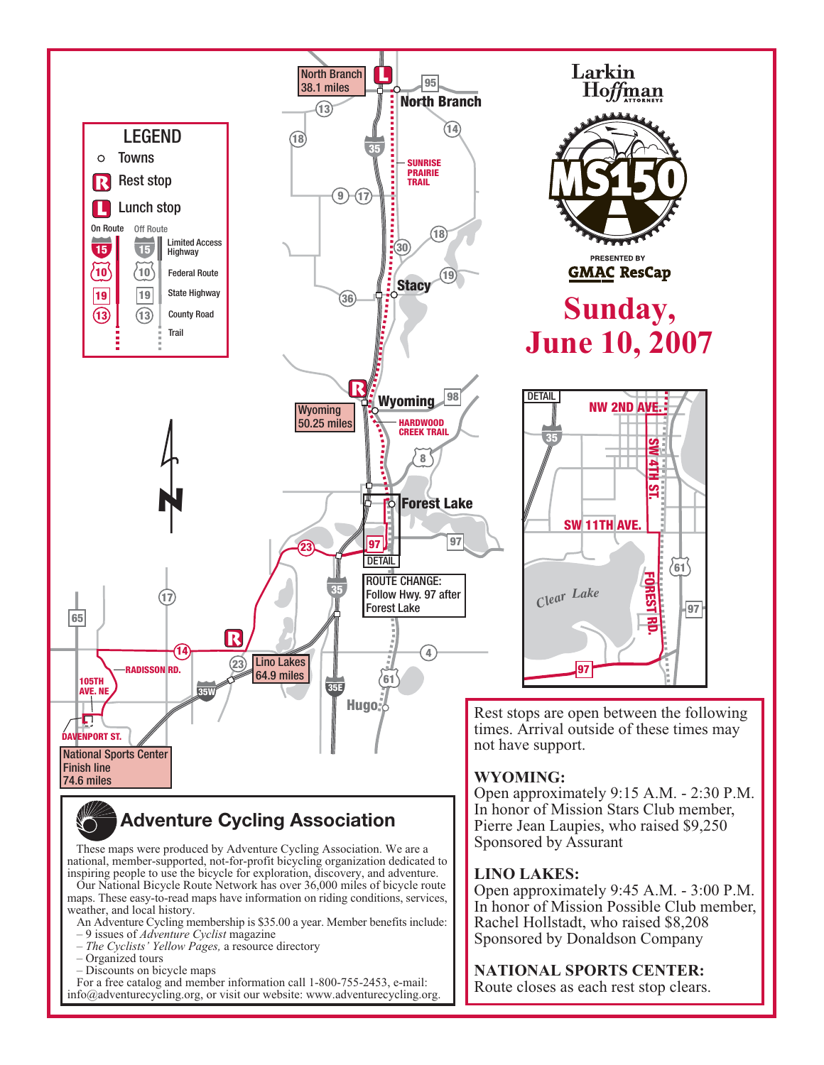Larkin Hoffman ATTORNEYS

MS150

PRESENTED BY
GMAC ResCap

# Sunday, June 10, 2007

## LEGEND

- Towns
- Rest stop
- Lunch stop

On Route / Off Route

- Limited Access Highway
- Federal Route
- State Highway
- County Road
- Trail

North Branch
38.1 miles

Wyoming
50.25 miles

Lino Lakes
64.9 miles

National Sports Center
Finish line
74.6 miles

ROUTE CHANGE:
Follow Hwy. 97 after
Forest Lake

North Branch

SUNRISE PRAIRIE TRAIL

Stacy

Wyoming

HARDWOOD CREEK TRAIL

Forest Lake

Hugo

RADISSON RD.

105TH AVE. NE

DAVENPORT ST.

DETAIL

NW 2ND AVE.

SW 4TH ST.

SW 11TH AVE.

Clear Lake

FOREST RD.

Rest stops are open between the following times. Arrival outside of these times may not have support.

**WYOMING:**
Open approximately 9:15 A.M. - 2:30 P.M.
In honor of Mission Stars Club member, Pierre Jean Laupies, who raised $9,250
Sponsored by Assurant

**LINO LAKES:**
Open approximately 9:45 A.M. - 3:00 P.M.
In honor of Mission Possible Club member, Rachel Hollstadt, who raised $8,208
Sponsored by Donaldson Company

**NATIONAL SPORTS CENTER:**
Route closes as each rest stop clears.

## Adventure Cycling Association

These maps were produced by Adventure Cycling Association. We are a national, member-supported, not-for-profit bicycling organization dedicated to inspiring people to use the bicycle for exploration, discovery, and adventure.

Our National Bicycle Route Network has over 36,000 miles of bicycle route maps. These easy-to-read maps have information on riding conditions, services, weather, and local history.

An Adventure Cycling membership is $35.00 a year. Member benefits include:
– 9 issues of *Adventure Cyclist* magazine
– *The Cyclists' Yellow Pages,* a resource directory
– Organized tours
– Discounts on bicycle maps

For a free catalog and member information call 1-800-755-2453, e-mail: info@adventurecycling.org, or visit our website: www.adventurecycling.org.